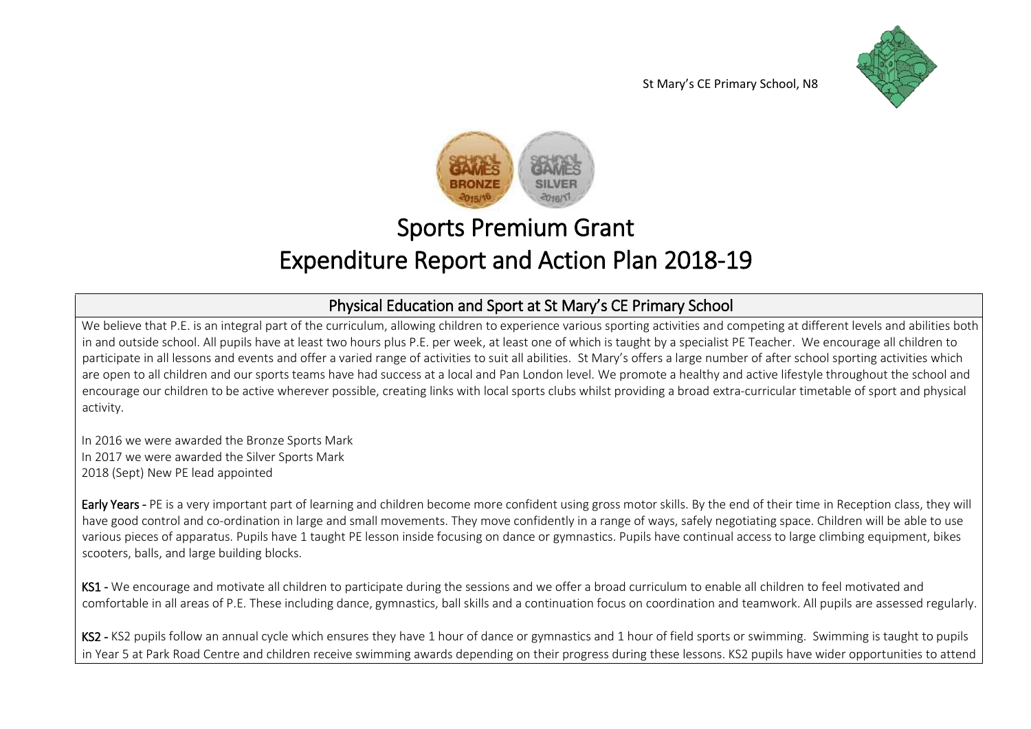St Mary's CE Primary School, N8

# Sports Premium Grant
# Expenditure Report and Action Plan 2018-19

## Physical Education and Sport at St Mary's CE Primary School

We believe that P.E. is an integral part of the curriculum, allowing children to experience various sporting activities and competing at different levels and abilities both in and outside school. All pupils have at least two hours plus P.E. per week, at least one of which is taught by a specialist PE Teacher. We encourage all children to participate in all lessons and events and offer a varied range of activities to suit all abilities. St Mary's offers a large number of after school sporting activities which are open to all children and our sports teams have had success at a local and Pan London level. We promote a healthy and active lifestyle throughout the school and encourage our children to be active wherever possible, creating links with local sports clubs whilst providing a broad extra-curricular timetable of sport and physical activity.

In 2016 we were awarded the Bronze Sports Mark
In 2017 we were awarded the Silver Sports Mark
2018 (Sept) New PE lead appointed

**Early Years** - PE is a very important part of learning and children become more confident using gross motor skills. By the end of their time in Reception class, they will have good control and co-ordination in large and small movements. They move confidently in a range of ways, safely negotiating space. Children will be able to use various pieces of apparatus. Pupils have 1 taught PE lesson inside focusing on dance or gymnastics. Pupils have continual access to large climbing equipment, bikes scooters, balls, and large building blocks.

**KS1** - We encourage and motivate all children to participate during the sessions and we offer a broad curriculum to enable all children to feel motivated and comfortable in all areas of P.E. These including dance, gymnastics, ball skills and a continuation focus on coordination and teamwork. All pupils are assessed regularly.

**KS2** - KS2 pupils follow an annual cycle which ensures they have 1 hour of dance or gymnastics and 1 hour of field sports or swimming. Swimming is taught to pupils in Year 5 at Park Road Centre and children receive swimming awards depending on their progress during these lessons. KS2 pupils have wider opportunities to attend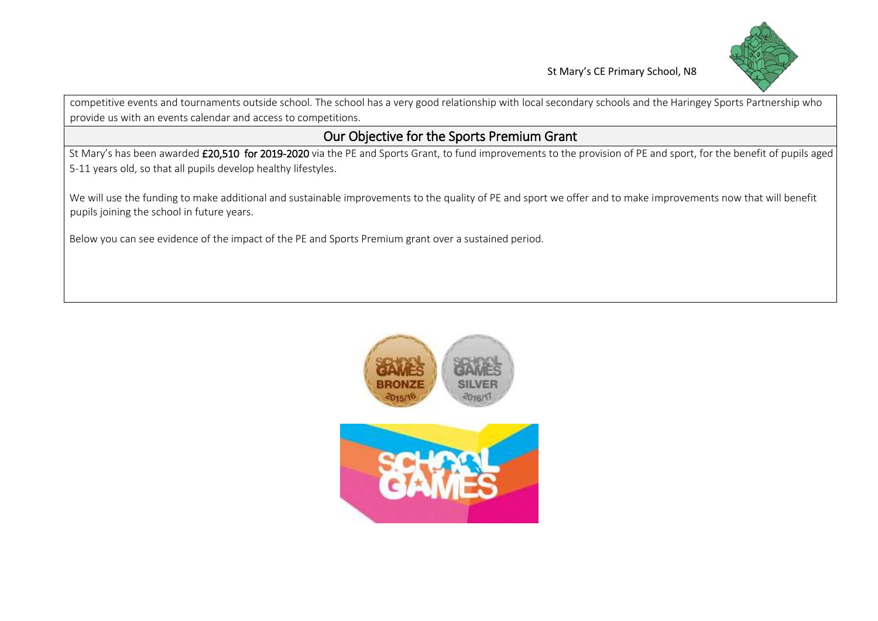competitive events and tournaments outside school. The school has a very good relationship with local secondary schools and the Haringey Sports Partnership who provide us with an events calendar and access to competitions.

## Our Objective for the Sports Premium Grant

St Mary's has been awarded **£20,510 for 2019-2020** via the PE and Sports Grant, to fund improvements to the provision of PE and sport, for the benefit of pupils aged 5-11 years old, so that all pupils develop healthy lifestyles.

We will use the funding to make additional and sustainable improvements to the quality of PE and sport we offer and to make improvements now that will benefit pupils joining the school in future years.

Below you can see evidence of the impact of the PE and Sports Premium grant over a sustained period.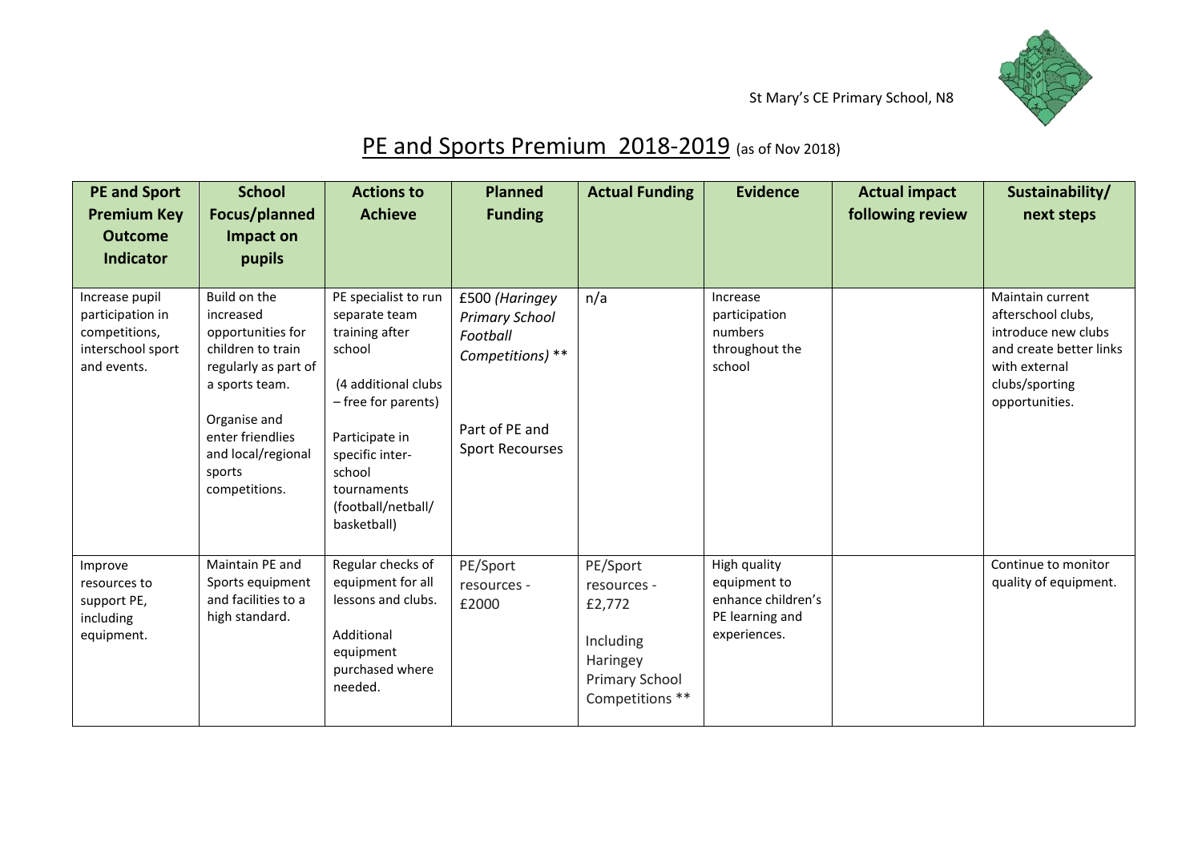St Mary's CE Primary School, N8

# PE and Sports Premium 2018-2019 (as of Nov 2018)

| PE and Sport Premium Key Outcome Indicator | School Focus/planned Impact on pupils | Actions to Achieve | Planned Funding | Actual Funding | Evidence | Actual impact following review | Sustainability/ next steps |
|---|---|---|---|---|---|---|---|
| Increase pupil participation in competitions, interschool sport and events. | Build on the increased opportunities for children to train regularly as part of a sports team.<br><br>Organise and enter friendlies and local/regional sports competitions. | PE specialist to run separate team training after school<br><br>(4 additional clubs – free for parents)<br><br>Participate in specific inter-school tournaments (football/netball/ basketball) | £500 *(Haringey Primary School Football Competitions)* **<br><br>Part of PE and Sport Recourses | n/a | Increase participation numbers throughout the school | | Maintain current afterschool clubs, introduce new clubs and create better links with external clubs/sporting opportunities. |
| Improve resources to support PE, including equipment. | Maintain PE and Sports equipment and facilities to a high standard. | Regular checks of equipment for all lessons and clubs.<br><br>Additional equipment purchased where needed. | PE/Sport resources - £2000 | PE/Sport resources - £2,772<br><br>Including Haringey Primary School Competitions ** | High quality equipment to enhance children's PE learning and experiences. | | Continue to monitor quality of equipment. |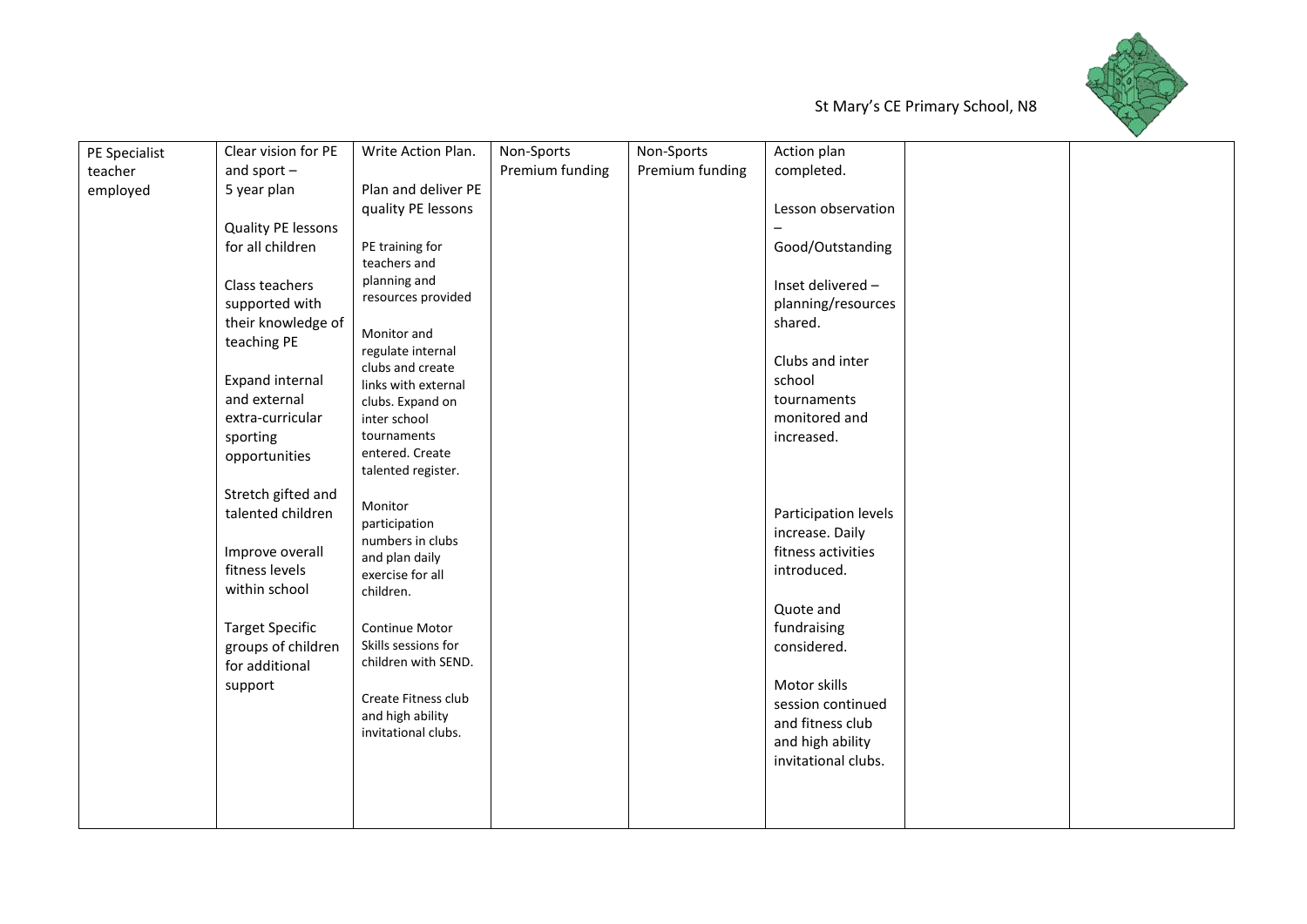| PE Specialist teacher employed | Clear vision for PE and sport – 5 year plan<br><br>Quality PE lessons for all children<br><br>Class teachers supported with their knowledge of teaching PE<br><br>Expand internal and external extra-curricular sporting opportunities<br><br>Stretch gifted and talented children<br><br>Improve overall fitness levels within school<br><br>Target Specific groups of children for additional support | Write Action Plan.<br><br>Plan and deliver PE quality PE lessons<br><br>PE training for teachers and planning and resources provided<br><br>Monitor and regulate internal clubs and create links with external clubs. Expand on inter school tournaments entered. Create talented register.<br><br>Monitor participation numbers in clubs and plan daily exercise for all children.<br><br>Continue Motor Skills sessions for children with SEND.<br><br>Create Fitness club and high ability invitational clubs. | Non-Sports Premium funding | Non-Sports Premium funding | Action plan completed.<br><br>Lesson observation – Good/Outstanding<br><br>Inset delivered – planning/resources shared.<br><br>Clubs and inter school tournaments monitored and increased.<br><br>Participation levels increase. Daily fitness activities introduced.<br><br>Quote and fundraising considered.<br><br>Motor skills session continued and fitness club and high ability invitational clubs. | | |
|---|---|---|---|---|---|---|---|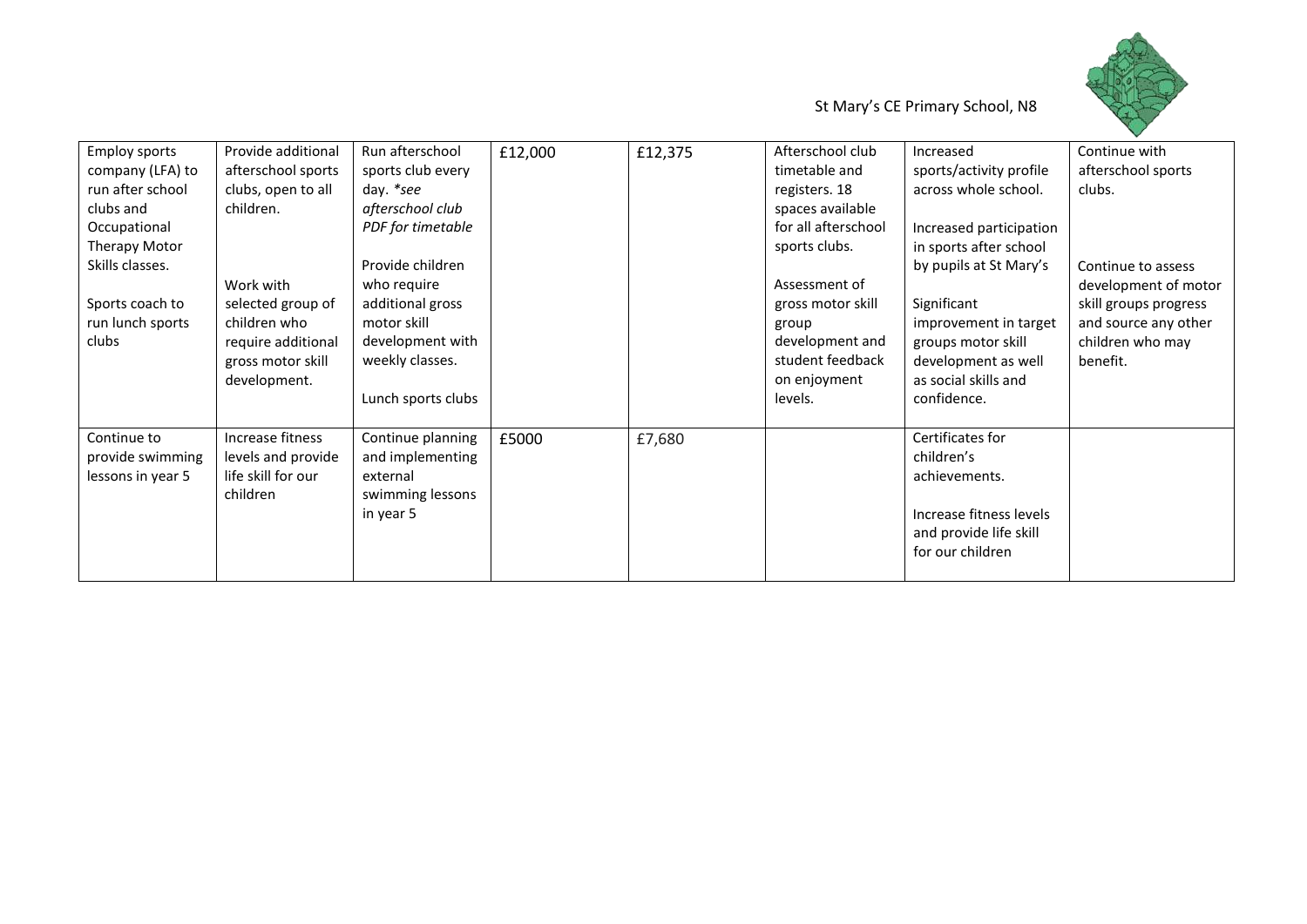St Mary's CE Primary School, N8

| | | | | | | | |
|---|---|---|---|---|---|---|---|
| Employ sports company (LFA) to run after school clubs and Occupational Therapy Motor Skills classes.<br><br>Sports coach to run lunch sports clubs | Provide additional afterschool sports clubs, open to all children.<br><br>Work with selected group of children who require additional gross motor skill development. | Run afterschool sports club every day. *\*see afterschool club PDF for timetable*<br><br>Provide children who require additional gross motor skill development with weekly classes.<br><br>Lunch sports clubs | £12,000 | £12,375 | Afterschool club timetable and registers. 18 spaces available for all afterschool sports clubs.<br><br>Assessment of gross motor skill group development and student feedback on enjoyment levels. | Increased sports/activity profile across whole school.<br><br>Increased participation in sports after school by pupils at St Mary's<br><br>Significant improvement in target groups motor skill development as well as social skills and confidence. | Continue with afterschool sports clubs.<br><br>Continue to assess development of motor skill groups progress and source any other children who may benefit. |
| Continue to provide swimming lessons in year 5 | Increase fitness levels and provide life skill for our children | Continue planning and implementing external swimming lessons in year 5 | £5000 | £7,680 | | Certificates for children's achievements.<br><br>Increase fitness levels and provide life skill for our children | |